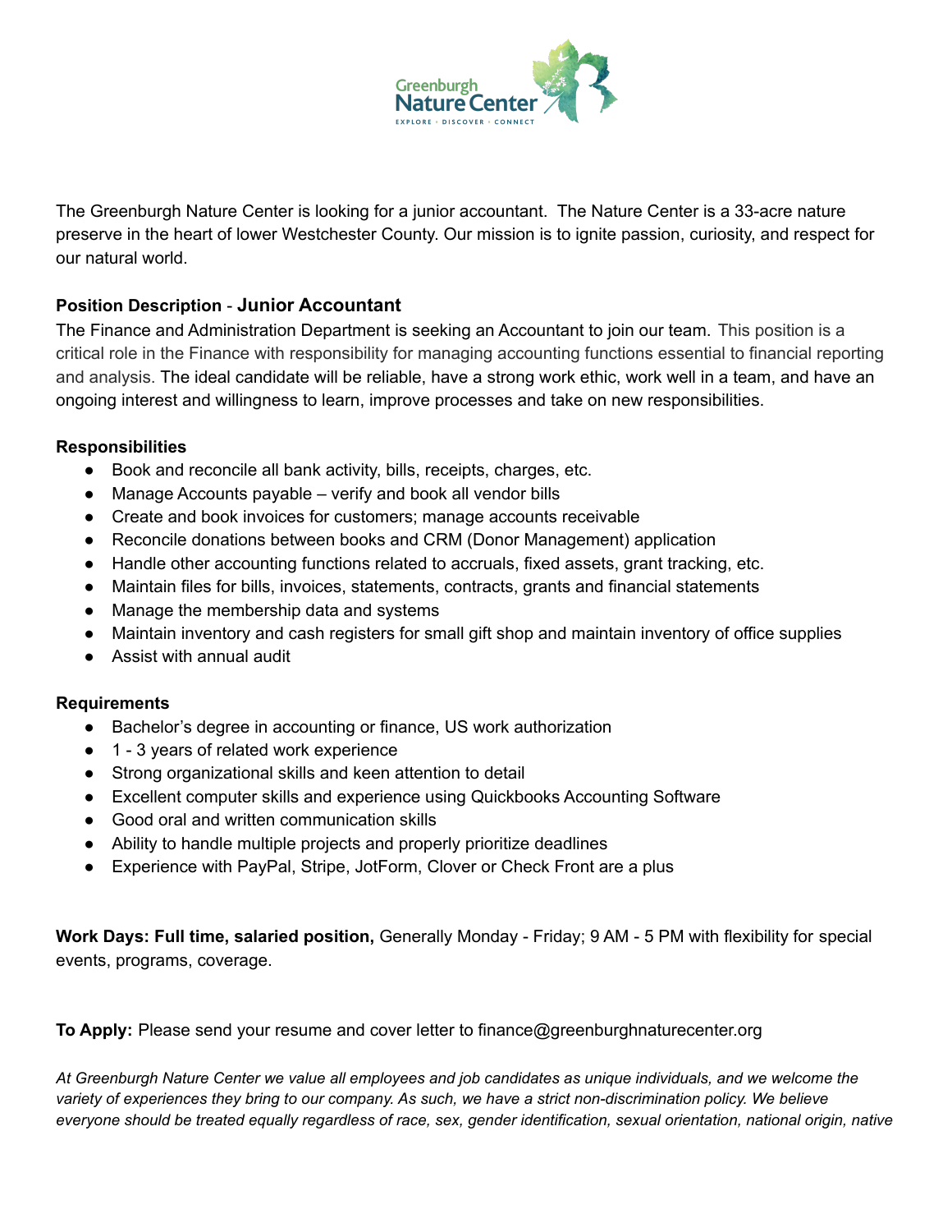The Greenburgh Nature Center is looking for a junior accountant. The Nature Center is a 33-acre nature preserve in the heart of lower Westchester County. Our mission is to ignite passion, curiosity, and respect for our natural world.

**Position Description - Junior Accountant**

The Finance and Administration Department is seeking an Accountant to join our team. This position is a critical role in the Finance with responsibility for managing accounting functions essential to financial reporting and analysis. The ideal candidate will be reliable, have a strong work ethic, work well in a team, and have an ongoing interest and willingness to learn, improve processes and take on new responsibilities.

**Responsibilities**

- Book and reconcile all bank activity, bills, receipts, charges, etc.
- Manage Accounts payable – verify and book all vendor bills
- Create and book invoices for customers; manage accounts receivable
- Reconcile donations between books and CRM (Donor Management) application
- Handle other accounting functions related to accruals, fixed assets, grant tracking, etc.
- Maintain files for bills, invoices, statements, contracts, grants and financial statements
- Manage the membership data and systems
- Maintain inventory and cash registers for small gift shop and maintain inventory of office supplies
- Assist with annual audit

**Requirements**

- Bachelor's degree in accounting or finance, US work authorization
- 1 - 3 years of related work experience
- Strong organizational skills and keen attention to detail
- Excellent computer skills and experience using Quickbooks Accounting Software
- Good oral and written communication skills
- Ability to handle multiple projects and properly prioritize deadlines
- Experience with PayPal, Stripe, JotForm, Clover or Check Front are a plus

**Work Days: Full time, salaried position,** Generally Monday - Friday; 9 AM - 5 PM with flexibility for special events, programs, coverage.

**To Apply:** Please send your resume and cover letter to finance@greenburghnaturecenter.org

*At Greenburgh Nature Center we value all employees and job candidates as unique individuals, and we welcome the variety of experiences they bring to our company. As such, we have a strict non-discrimination policy. We believe everyone should be treated equally regardless of race, sex, gender identification, sexual orientation, national origin, native*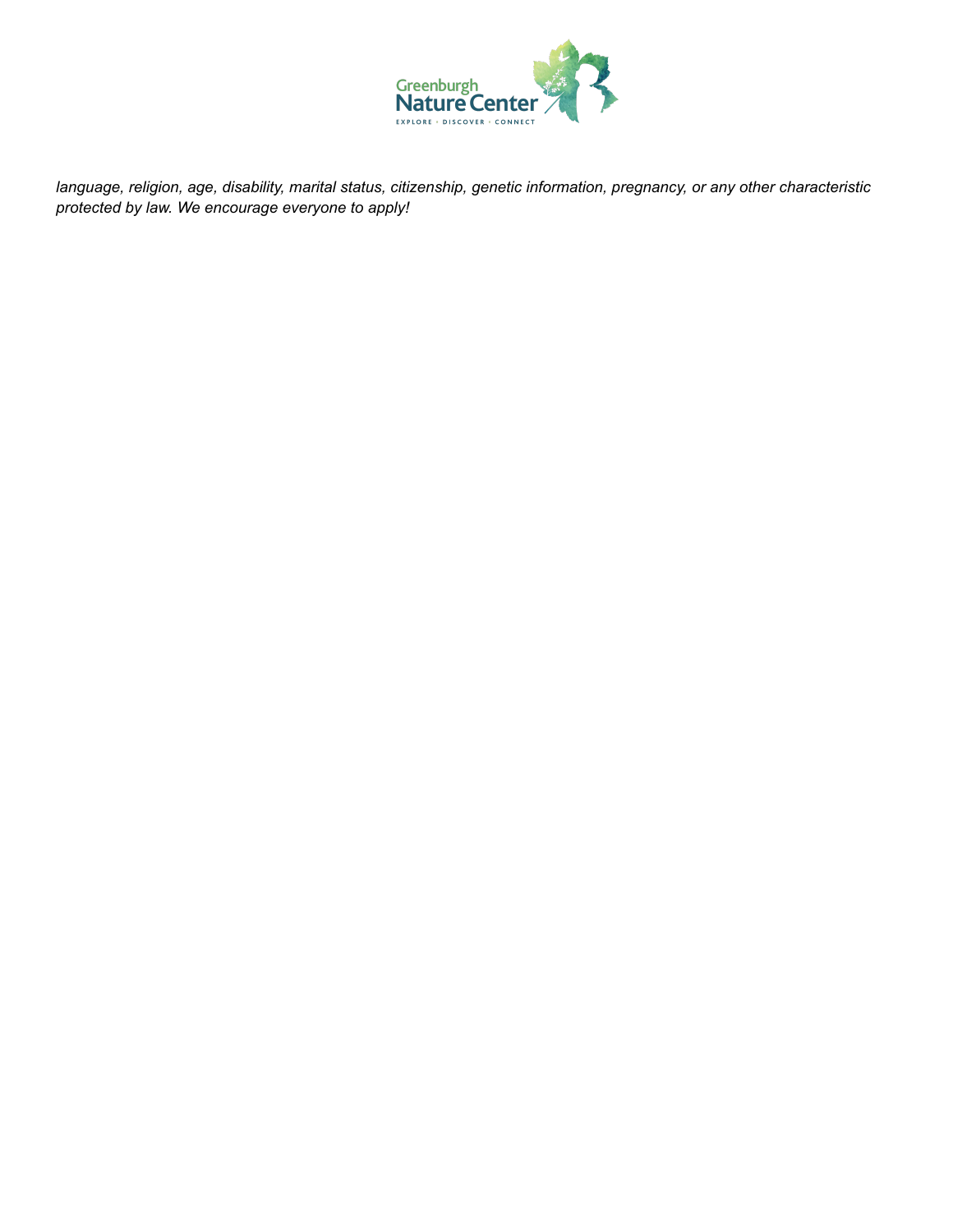*language, religion, age, disability, marital status, citizenship, genetic information, pregnancy, or any other characteristic protected by law. We encourage everyone to apply!*